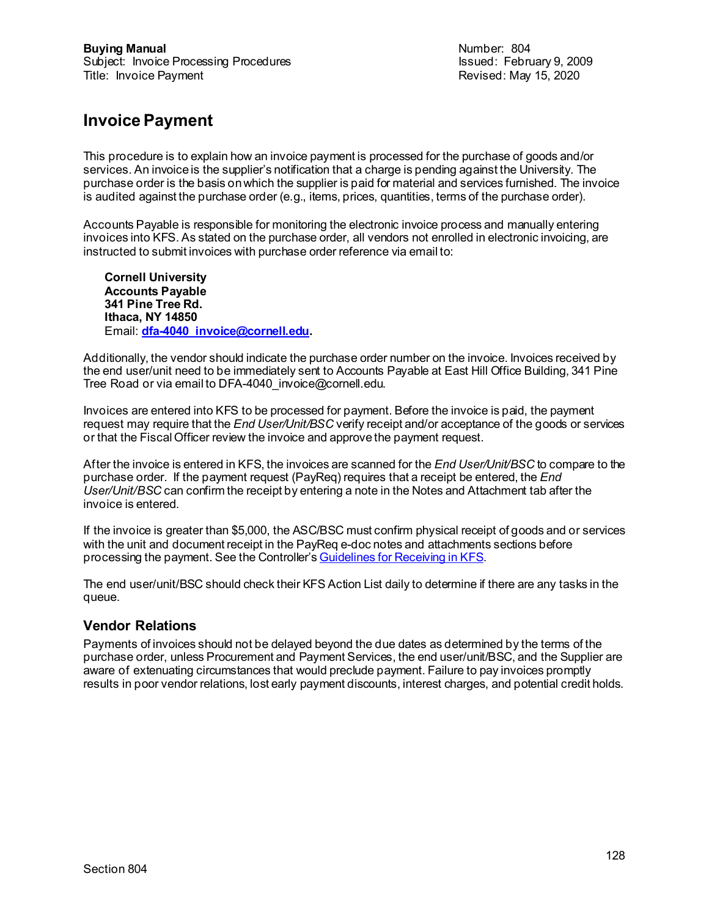**Buying Manual**
Subject: Invoice Processing Procedures
Title: Invoice Payment

Number: 804
Issued: February 9, 2009
Revised: May 15, 2020

# Invoice Payment

This procedure is to explain how an invoice payment is processed for the purchase of goods and/or services. An invoice is the supplier's notification that a charge is pending against the University. The purchase order is the basis on which the supplier is paid for material and services furnished. The invoice is audited against the purchase order (e.g., items, prices, quantities, terms of the purchase order).

Accounts Payable is responsible for monitoring the electronic invoice process and manually entering invoices into KFS. As stated on the purchase order, all vendors not enrolled in electronic invoicing, are instructed to submit invoices with purchase order reference via email to:

> **Cornell University**
> **Accounts Payable**
> **341 Pine Tree Rd.**
> **Ithaca, NY 14850**
> Email: **dfa-4040_invoice@cornell.edu.**

Additionally, the vendor should indicate the purchase order number on the invoice. Invoices received by the end user/unit need to be immediately sent to Accounts Payable at East Hill Office Building, 341 Pine Tree Road or via email to DFA-4040_invoice@cornell.edu.

Invoices are entered into KFS to be processed for payment. Before the invoice is paid, the payment request may require that the *End User/Unit/BSC* verify receipt and/or acceptance of the goods or services or that the Fiscal Officer review the invoice and approve the payment request.

After the invoice is entered in KFS, the invoices are scanned for the *End User/Unit/BSC* to compare to the purchase order. If the payment request (PayReq) requires that a receipt be entered, the *End User/Unit/BSC* can confirm the receipt by entering a note in the Notes and Attachment tab after the invoice is entered.

If the invoice is greater than $5,000, the ASC/BSC must confirm physical receipt of goods and or services with the unit and document receipt in the PayReq e-doc notes and attachments sections before processing the payment. See the Controller's Guidelines for Receiving in KFS.

The end user/unit/BSC should check their KFS Action List daily to determine if there are any tasks in the queue.

## Vendor Relations

Payments of invoices should not be delayed beyond the due dates as determined by the terms of the purchase order, unless Procurement and Payment Services, the end user/unit/BSC, and the Supplier are aware of extenuating circumstances that would preclude payment. Failure to pay invoices promptly results in poor vendor relations, lost early payment discounts, interest charges, and potential credit holds.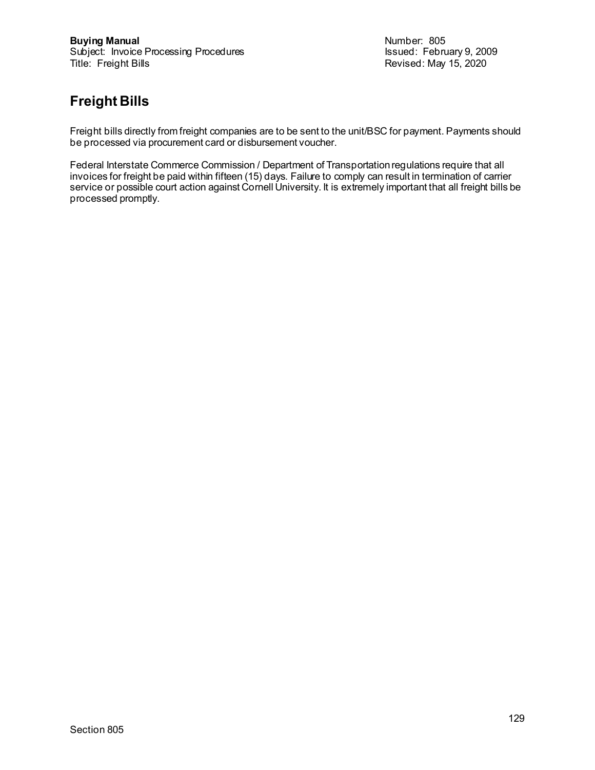**Buying Manual**
Subject: Invoice Processing Procedures
Title: Freight Bills

Number: 805
Issued: February 9, 2009
Revised: May 15, 2020

# Freight Bills

Freight bills directly from freight companies are to be sent to the unit/BSC for payment. Payments should be processed via procurement card or disbursement voucher.

Federal Interstate Commerce Commission / Department of Transportation regulations require that all invoices for freight be paid within fifteen (15) days. Failure to comply can result in termination of carrier service or possible court action against Cornell University. It is extremely important that all freight bills be processed promptly.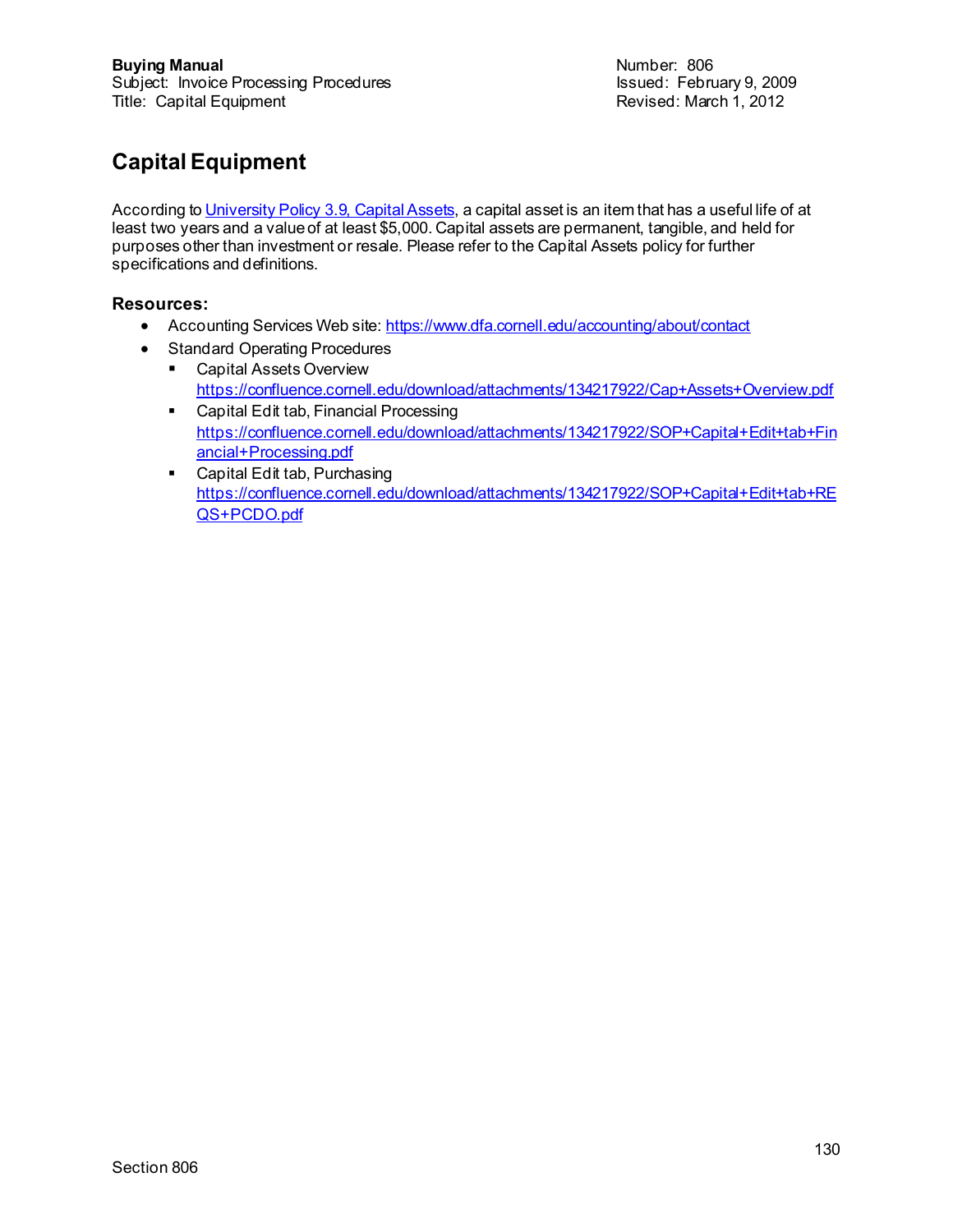**Buying Manual**
Subject: Invoice Processing Procedures
Title: Capital Equipment

Number: 806
Issued: February 9, 2009
Revised: March 1, 2012

# Capital Equipment

According to University Policy 3.9, Capital Assets, a capital asset is an item that has a useful life of at least two years and a value of at least $5,000. Capital assets are permanent, tangible, and held for purposes other than investment or resale. Please refer to the Capital Assets policy for further specifications and definitions.

### Resources:

- Accounting Services Web site: https://www.dfa.cornell.edu/accounting/about/contact
- Standard Operating Procedures
  - Capital Assets Overview
    https://confluence.cornell.edu/download/attachments/134217922/Cap+Assets+Overview.pdf
  - Capital Edit tab, Financial Processing
    https://confluence.cornell.edu/download/attachments/134217922/SOP+Capital+Edit+tab+Financial+Processing.pdf
  - Capital Edit tab, Purchasing
    https://confluence.cornell.edu/download/attachments/134217922/SOP+Capital+Edit+tab+REQS+PCDO.pdf